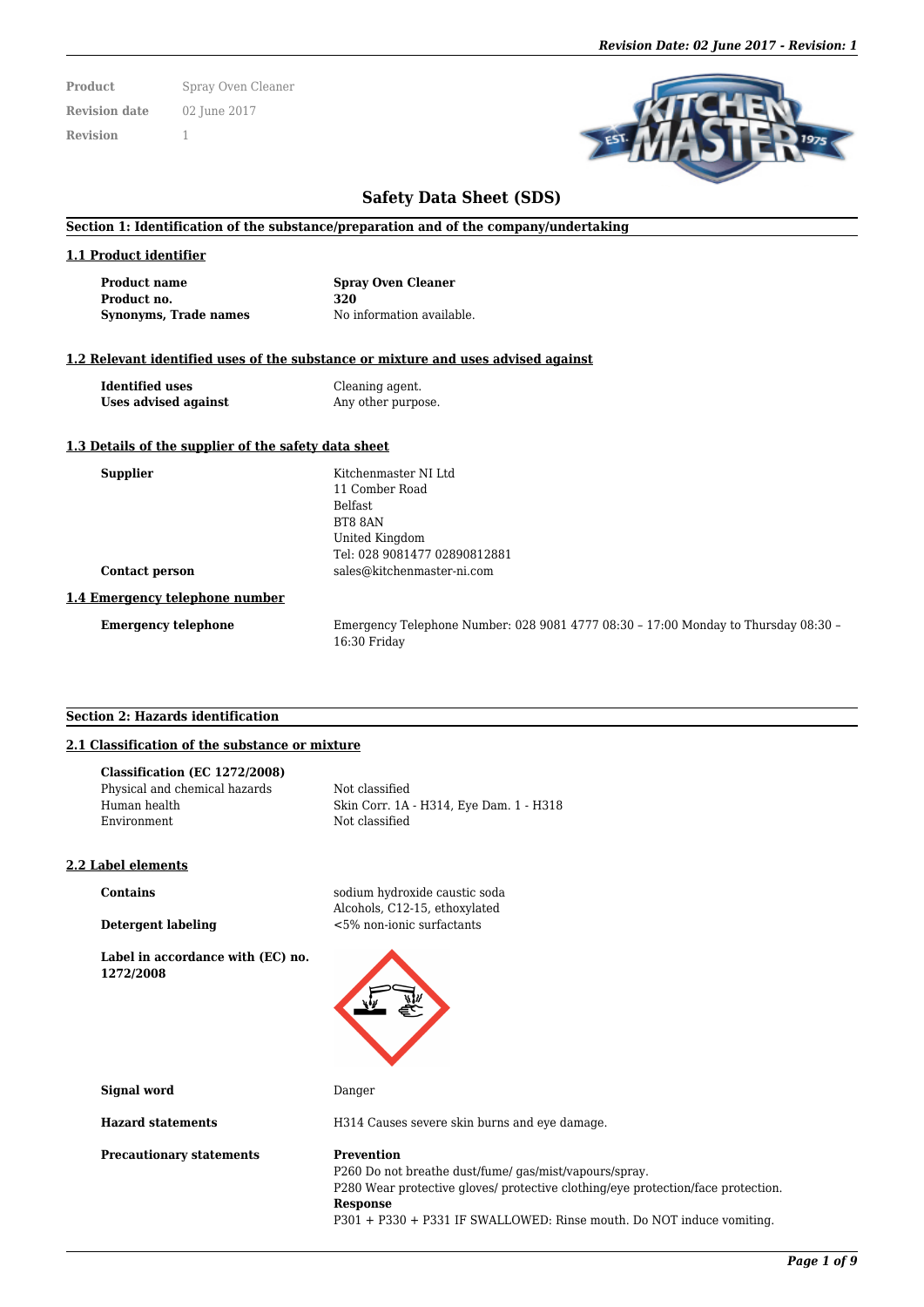| | |
|---|---|
| **Product** | Spray Oven Cleaner |
| **Revision date** | 02 June 2017 |
| **Revision** | 1 |

# Safety Data Sheet (SDS)

## Section 1: Identification of the substance/preparation and of the company/undertaking

### 1.1 Product identifier

| | |
|---|---|
| **Product name** | **Spray Oven Cleaner** |
| **Product no.** | **320** |
| **Synonyms, Trade names** | No information available. |

### 1.2 Relevant identified uses of the substance or mixture and uses advised against

| | |
|---|---|
| **Identified uses** | Cleaning agent. |
| **Uses advised against** | Any other purpose. |

### 1.3 Details of the supplier of the safety data sheet

**Supplier**
Kitchenmaster NI Ltd
11 Comber Road
Belfast
BT8 8AN
United Kingdom
Tel: 028 9081477 02890812881

**Contact person**
sales@kitchenmaster-ni.com

### 1.4 Emergency telephone number

**Emergency telephone**
Emergency Telephone Number: 028 9081 4777 08:30 – 17:00 Monday to Thursday 08:30 – 16:30 Friday

## Section 2: Hazards identification

### 2.1 Classification of the substance or mixture

**Classification (EC 1272/2008)**

| | |
|---|---|
| Physical and chemical hazards | Not classified |
| Human health | Skin Corr. 1A - H314, Eye Dam. 1 - H318 |
| Environment | Not classified |

### 2.2 Label elements

**Contains**
sodium hydroxide caustic soda
Alcohols, C12-15, ethoxylated

**Detergent labeling**
<5% non-ionic surfactants

**Label in accordance with (EC) no. 1272/2008**

**Signal word**
Danger

**Hazard statements**
H314 Causes severe skin burns and eye damage.

**Precautionary statements**

**Prevention**
P260 Do not breathe dust/fume/ gas/mist/vapours/spray.
P280 Wear protective gloves/ protective clothing/eye protection/face protection.

**Response**
P301 + P330 + P331 IF SWALLOWED: Rinse mouth. Do NOT induce vomiting.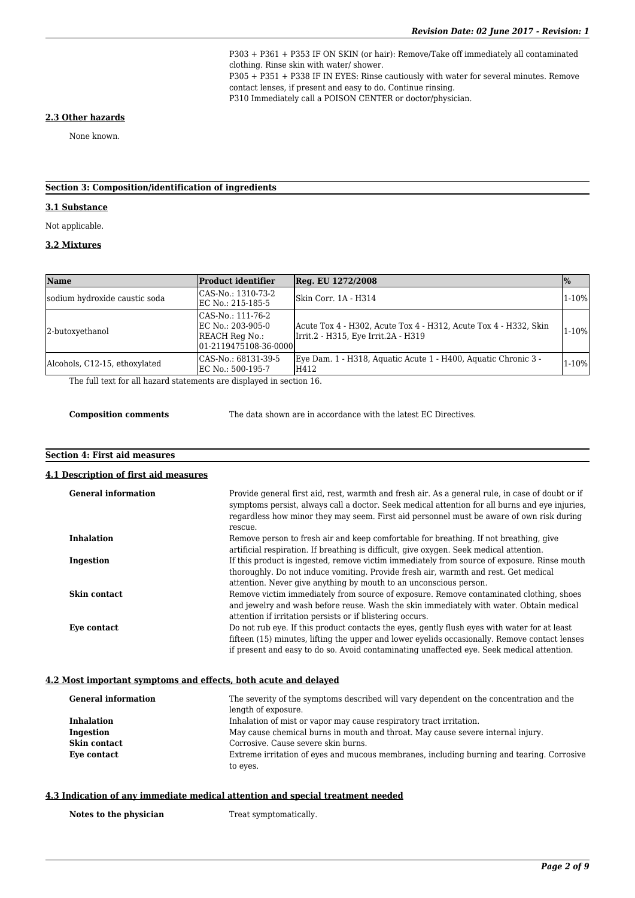P303 + P361 + P353 IF ON SKIN (or hair): Remove/Take off immediately all contaminated clothing. Rinse skin with water/ shower.
P305 + P351 + P338 IF IN EYES: Rinse cautiously with water for several minutes. Remove contact lenses, if present and easy to do. Continue rinsing.
P310 Immediately call a POISON CENTER or doctor/physician.

### 2.3 Other hazards

None known.

## Section 3: Composition/identification of ingredients

### 3.1 Substance

Not applicable.

### 3.2 Mixtures

| Name | Product identifier | Reg. EU 1272/2008 | % |
|---|---|---|---|
| sodium hydroxide caustic soda | CAS-No.: 1310-73-2<br>EC No.: 215-185-5 | Skin Corr. 1A - H314 | 1-10% |
| 2-butoxyethanol | CAS-No.: 111-76-2<br>EC No.: 203-905-0<br>REACH Reg No.:<br>01-2119475108-36-0000 | Acute Tox 4 - H302, Acute Tox 4 - H312, Acute Tox 4 - H332, Skin Irrit.2 - H315, Eye Irrit.2A - H319 | 1-10% |
| Alcohols, C12-15, ethoxylated | CAS-No.: 68131-39-5<br>EC No.: 500-195-7 | Eye Dam. 1 - H318, Aquatic Acute 1 - H400, Aquatic Chronic 3 - H412 | 1-10% |

The full text for all hazard statements are displayed in section 16.

**Composition comments** The data shown are in accordance with the latest EC Directives.

## Section 4: First aid measures

### 4.1 Description of first aid measures

**General information** Provide general first aid, rest, warmth and fresh air. As a general rule, in case of doubt or if symptoms persist, always call a doctor. Seek medical attention for all burns and eye injuries, regardless how minor they may seem. First aid personnel must be aware of own risk during rescue.

**Inhalation** Remove person to fresh air and keep comfortable for breathing. If not breathing, give artificial respiration. If breathing is difficult, give oxygen. Seek medical attention.

**Ingestion** If this product is ingested, remove victim immediately from source of exposure. Rinse mouth thoroughly. Do not induce vomiting. Provide fresh air, warmth and rest. Get medical attention. Never give anything by mouth to an unconscious person.

**Skin contact** Remove victim immediately from source of exposure. Remove contaminated clothing, shoes and jewelry and wash before reuse. Wash the skin immediately with water. Obtain medical attention if irritation persists or if blistering occurs.

**Eye contact** Do not rub eye. If this product contacts the eyes, gently flush eyes with water for at least fifteen (15) minutes, lifting the upper and lower eyelids occasionally. Remove contact lenses if present and easy to do so. Avoid contaminating unaffected eye. Seek medical attention.

### 4.2 Most important symptoms and effects, both acute and delayed

**General information** The severity of the symptoms described will vary dependent on the concentration and the length of exposure.

**Inhalation** Inhalation of mist or vapor may cause respiratory tract irritation.

**Ingestion** May cause chemical burns in mouth and throat. May cause severe internal injury.

**Skin contact** Corrosive. Cause severe skin burns.

**Eye contact** Extreme irritation of eyes and mucous membranes, including burning and tearing. Corrosive to eyes.

### 4.3 Indication of any immediate medical attention and special treatment needed

**Notes to the physician** Treat symptomatically.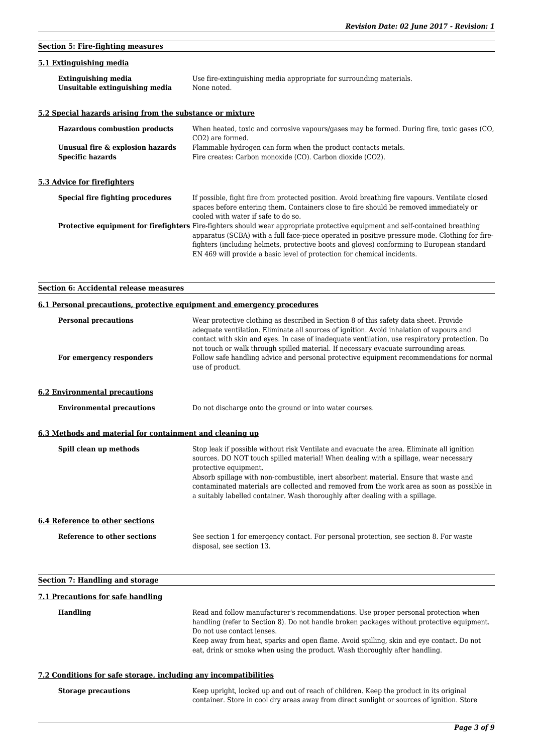## Section 5: Fire-fighting measures

### 5.1 Extinguishing media

| | |
|---|---|
| **Extinguishing media** | Use fire-extinguishing media appropriate for surrounding materials. |
| **Unsuitable extinguishing media** | None noted. |

### 5.2 Special hazards arising from the substance or mixture

| | |
|---|---|
| **Hazardous combustion products** | When heated, toxic and corrosive vapours/gases may be formed. During fire, toxic gases (CO, $CO_2$) are formed. |
| **Unusual fire & explosion hazards** | Flammable hydrogen can form when the product contacts metals. |
| **Specific hazards** | Fire creates: Carbon monoxide (CO). Carbon dioxide ($CO_2$). |

### 5.3 Advice for firefighters

| | |
|---|---|
| **Special fire fighting procedures** | If possible, fight fire from protected position. Avoid breathing fire vapours. Ventilate closed spaces before entering them. Containers close to fire should be removed immediately or cooled with water if safe to do so. |
| **Protective equipment for firefighters** | Fire-fighters should wear appropriate protective equipment and self-contained breathing apparatus (SCBA) with a full face-piece operated in positive pressure mode. Clothing for fire-fighters (including helmets, protective boots and gloves) conforming to European standard EN 469 will provide a basic level of protection for chemical incidents. |

## Section 6: Accidental release measures

### 6.1 Personal precautions, protective equipment and emergency procedures

| | |
|---|---|
| **Personal precautions** | Wear protective clothing as described in Section 8 of this safety data sheet. Provide adequate ventilation. Eliminate all sources of ignition. Avoid inhalation of vapours and contact with skin and eyes. In case of inadequate ventilation, use respiratory protection. Do not touch or walk through spilled material. If necessary evacuate surrounding areas. |
| **For emergency responders** | Follow safe handling advice and personal protective equipment recommendations for normal use of product. |

### 6.2 Environmental precautions

| | |
|---|---|
| **Environmental precautions** | Do not discharge onto the ground or into water courses. |

### 6.3 Methods and material for containment and cleaning up

| | |
|---|---|
| **Spill clean up methods** | Stop leak if possible without risk Ventilate and evacuate the area. Eliminate all ignition sources. DO NOT touch spilled material! When dealing with a spillage, wear necessary protective equipment.<br>Absorb spillage with non-combustible, inert absorbent material. Ensure that waste and contaminated materials are collected and removed from the work area as soon as possible in a suitably labelled container. Wash thoroughly after dealing with a spillage. |

### 6.4 Reference to other sections

| | |
|---|---|
| **Reference to other sections** | See section 1 for emergency contact. For personal protection, see section 8. For waste disposal, see section 13. |

## Section 7: Handling and storage

### 7.1 Precautions for safe handling

| | |
|---|---|
| **Handling** | Read and follow manufacturer's recommendations. Use proper personal protection when handling (refer to Section 8). Do not handle broken packages without protective equipment. Do not use contact lenses.<br>Keep away from heat, sparks and open flame. Avoid spilling, skin and eye contact. Do not eat, drink or smoke when using the product. Wash thoroughly after handling. |

### 7.2 Conditions for safe storage, including any incompatibilities

| | |
|---|---|
| **Storage precautions** | Keep upright, locked up and out of reach of children. Keep the product in its original container. Store in cool dry areas away from direct sunlight or sources of ignition. Store |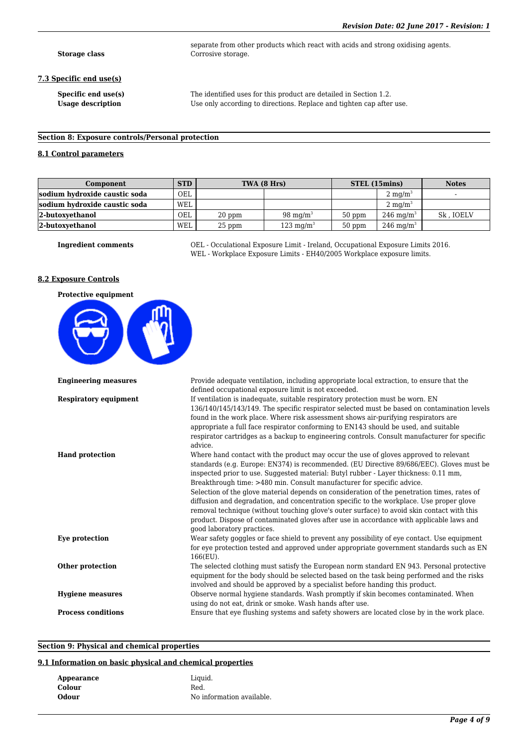| Storage class | separate from other products which react with acids and strong oxidising agents. Corrosive storage. |
|---|---|

### 7.3 Specific end use(s)

**Specific end use(s)** The identified uses for this product are detailed in Section 1.2.

**Usage description** Use only according to directions. Replace and tighten cap after use.

## Section 8: Exposure controls/Personal protection

### 8.1 Control parameters

| Component | STD | TWA (8 Hrs) | | STEL (15mins) | | Notes |
|---|---|---|---|---|---|---|
| sodium hydroxide caustic soda | OEL | | | | 2 mg/m$^3$ | - |
| sodium hydroxide caustic soda | WEL | | | | 2 mg/m$^3$ | |
| 2-butoxyethanol | OEL | 20 ppm | 98 mg/m$^3$ | 50 ppm | 246 mg/m$^3$ | Sk , IOELV |
| 2-butoxyethanol | WEL | 25 ppm | 123 mg/m$^3$ | 50 ppm | 246 mg/m$^3$ | |

**Ingredient comments** OEL - Occulational Exposure Limit - Ireland, Occupational Exposure Limits 2016.
WEL - Workplace Exposure Limits - EH40/2005 Workplace exposure limits.

### 8.2 Exposure Controls

**Protective equipment**

**Engineering measures** Provide adequate ventilation, including appropriate local extraction, to ensure that the defined occupational exposure limit is not exceeded.

**Respiratory equipment** If ventilation is inadequate, suitable respiratory protection must be worn. EN 136/140/145/143/149. The specific respirator selected must be based on contamination levels found in the work place. Where risk assessment shows air-purifying respirators are appropriate a full face respirator conforming to EN143 should be used, and suitable respirator cartridges as a backup to engineering controls. Consult manufacturer for specific advice.

**Hand protection** Where hand contact with the product may occur the use of gloves approved to relevant standards (e.g. Europe: EN374) is recommended. (EU Directive 89/686/EEC). Gloves must be inspected prior to use. Suggested material: Butyl rubber - Layer thickness: 0.11 mm, Breakthrough time: >480 min. Consult manufacturer for specific advice.
Selection of the glove material depends on consideration of the penetration times, rates of diffusion and degradation, and concentration specific to the workplace. Use proper glove removal technique (without touching glove's outer surface) to avoid skin contact with this product. Dispose of contaminated gloves after use in accordance with applicable laws and good laboratory practices.

**Eye protection** Wear safety goggles or face shield to prevent any possibility of eye contact. Use equipment for eye protection tested and approved under appropriate government standards such as EN 166(EU).

**Other protection** The selected clothing must satisfy the European norm standard EN 943. Personal protective equipment for the body should be selected based on the task being performed and the risks involved and should be approved by a specialist before handing this product.

**Hygiene measures** Observe normal hygiene standards. Wash promptly if skin becomes contaminated. When using do not eat, drink or smoke. Wash hands after use.

**Process conditions** Ensure that eye flushing systems and safety showers are located close by in the work place.

## Section 9: Physical and chemical properties

### 9.1 Information on basic physical and chemical properties

**Appearance** Liquid.

**Colour** Red.

**Odour** No information available.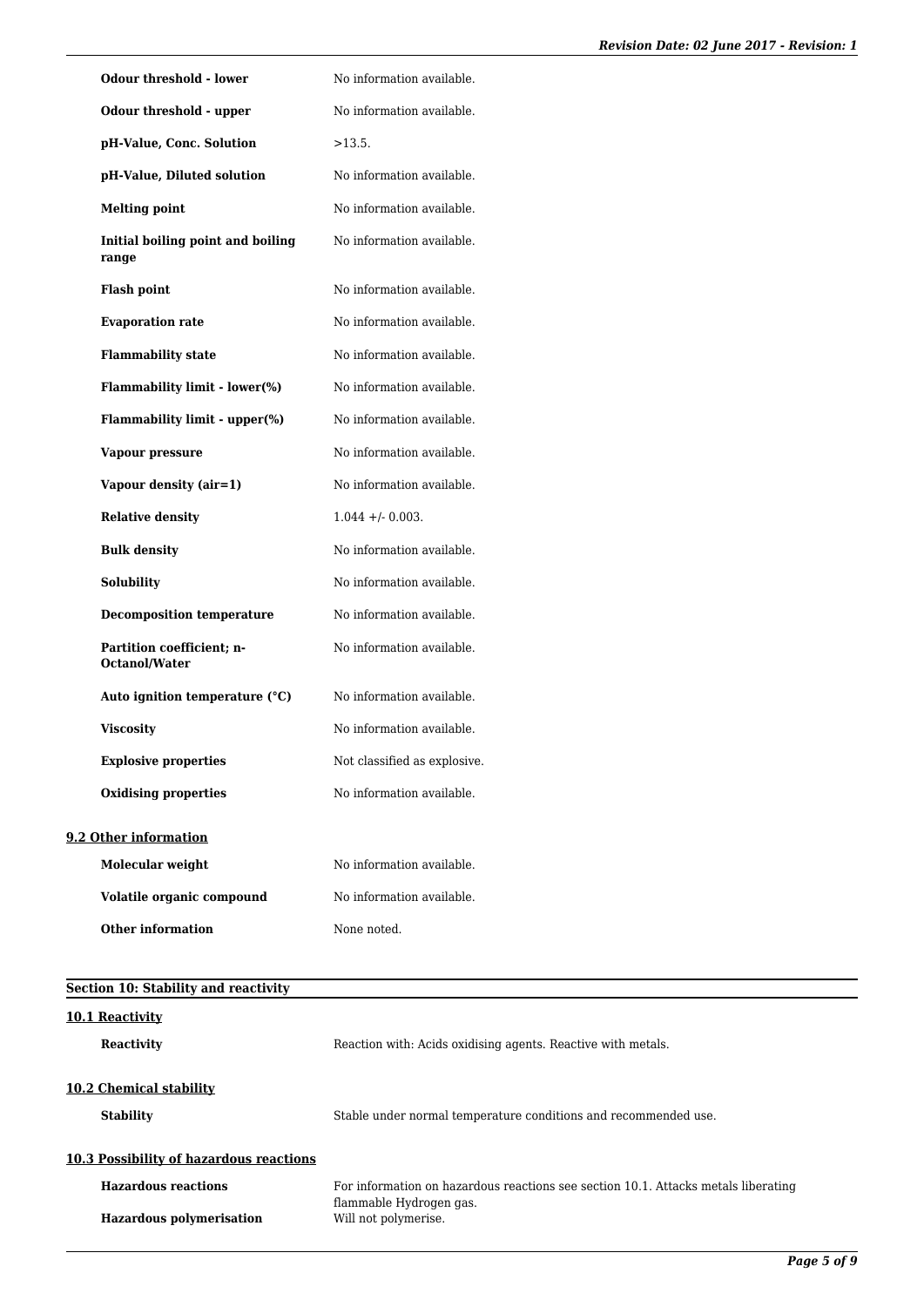| | |
|---|---|
| **Odour threshold - lower** | No information available. |
| **Odour threshold - upper** | No information available. |
| **pH-Value, Conc. Solution** | >13.5. |
| **pH-Value, Diluted solution** | No information available. |
| **Melting point** | No information available. |
| **Initial boiling point and boiling range** | No information available. |
| **Flash point** | No information available. |
| **Evaporation rate** | No information available. |
| **Flammability state** | No information available. |
| **Flammability limit - lower(%)** | No information available. |
| **Flammability limit - upper(%)** | No information available. |
| **Vapour pressure** | No information available. |
| **Vapour density (air=1)** | No information available. |
| **Relative density** | 1.044 +/- 0.003. |
| **Bulk density** | No information available. |
| **Solubility** | No information available. |
| **Decomposition temperature** | No information available. |
| **Partition coefficient; n-Octanol/Water** | No information available. |
| **Auto ignition temperature (°C)** | No information available. |
| **Viscosity** | No information available. |
| **Explosive properties** | Not classified as explosive. |
| **Oxidising properties** | No information available. |

### 9.2 Other information

| | |
|---|---|
| **Molecular weight** | No information available. |
| **Volatile organic compound** | No information available. |
| **Other information** | None noted. |

## Section 10: Stability and reactivity

### 10.1 Reactivity

| | |
|---|---|
| **Reactivity** | Reaction with: Acids oxidising agents. Reactive with metals. |

### 10.2 Chemical stability

| | |
|---|---|
| **Stability** | Stable under normal temperature conditions and recommended use. |

### 10.3 Possibility of hazardous reactions

| | |
|---|---|
| **Hazardous reactions** | For information on hazardous reactions see section 10.1. Attacks metals liberating flammable Hydrogen gas. |
| **Hazardous polymerisation** | Will not polymerise. |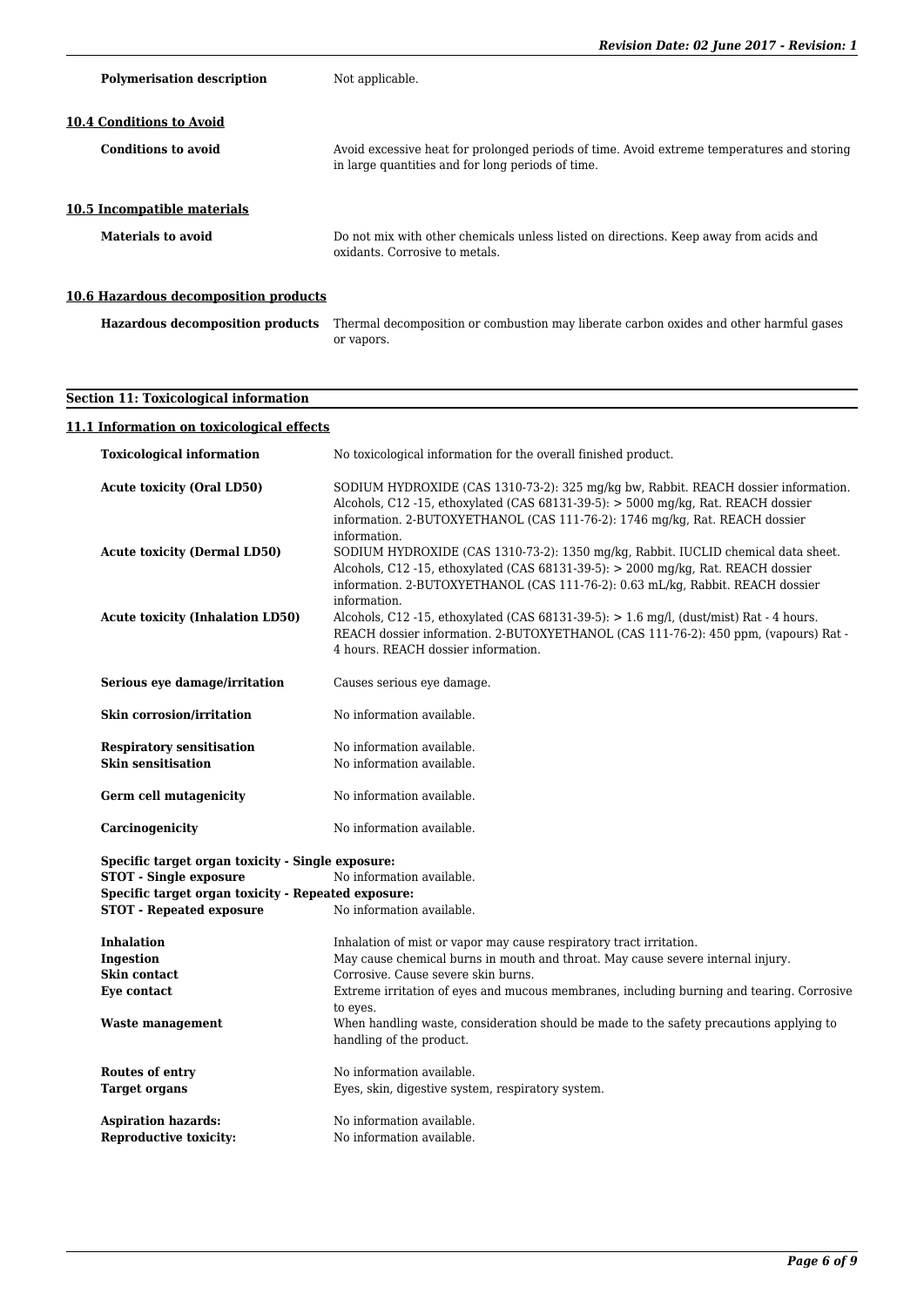| | |
|---|---|
| **Polymerisation description** | Not applicable. |

### 10.4 Conditions to Avoid

| | |
|---|---|
| **Conditions to avoid** | Avoid excessive heat for prolonged periods of time. Avoid extreme temperatures and storing in large quantities and for long periods of time. |

### 10.5 Incompatible materials

| | |
|---|---|
| **Materials to avoid** | Do not mix with other chemicals unless listed on directions. Keep away from acids and oxidants. Corrosive to metals. |

### 10.6 Hazardous decomposition products

| | |
|---|---|
| **Hazardous decomposition products** | Thermal decomposition or combustion may liberate carbon oxides and other harmful gases or vapors. |

## Section 11: Toxicological information

### 11.1 Information on toxicological effects

| | |
|---|---|
| **Toxicological information** | No toxicological information for the overall finished product. |
| **Acute toxicity (Oral LD50)** | SODIUM HYDROXIDE (CAS 1310-73-2): 325 mg/kg bw, Rabbit. REACH dossier information. Alcohols, C12 -15, ethoxylated (CAS 68131-39-5): > 5000 mg/kg, Rat. REACH dossier information. 2-BUTOXYETHANOL (CAS 111-76-2): 1746 mg/kg, Rat. REACH dossier information. |
| **Acute toxicity (Dermal LD50)** | SODIUM HYDROXIDE (CAS 1310-73-2): 1350 mg/kg, Rabbit. IUCLID chemical data sheet. Alcohols, C12 -15, ethoxylated (CAS 68131-39-5): > 2000 mg/kg, Rat. REACH dossier information. 2-BUTOXYETHANOL (CAS 111-76-2): 0.63 mL/kg, Rabbit. REACH dossier information. |
| **Acute toxicity (Inhalation LD50)** | Alcohols, C12 -15, ethoxylated (CAS 68131-39-5): > 1.6 mg/l, (dust/mist) Rat - 4 hours. REACH dossier information. 2-BUTOXYETHANOL (CAS 111-76-2): 450 ppm, (vapours) Rat - 4 hours. REACH dossier information. |
| **Serious eye damage/irritation** | Causes serious eye damage. |
| **Skin corrosion/irritation** | No information available. |
| **Respiratory sensitisation** | No information available. |
| **Skin sensitisation** | No information available. |
| **Germ cell mutagenicity** | No information available. |
| **Carcinogenicity** | No information available. |

**Specific target organ toxicity - Single exposure:**

| | |
|---|---|
| **STOT - Single exposure** | No information available. |

**Specific target organ toxicity - Repeated exposure:**

| | |
|---|---|
| **STOT - Repeated exposure** | No information available. |
| **Inhalation** | Inhalation of mist or vapor may cause respiratory tract irritation. |
| **Ingestion** | May cause chemical burns in mouth and throat. May cause severe internal injury. |
| **Skin contact** | Corrosive. Cause severe skin burns. |
| **Eye contact** | Extreme irritation of eyes and mucous membranes, including burning and tearing. Corrosive to eyes. |
| **Waste management** | When handling waste, consideration should be made to the safety precautions applying to handling of the product. |
| **Routes of entry** | No information available. |
| **Target organs** | Eyes, skin, digestive system, respiratory system. |
| **Aspiration hazards:** | No information available. |
| **Reproductive toxicity:** | No information available. |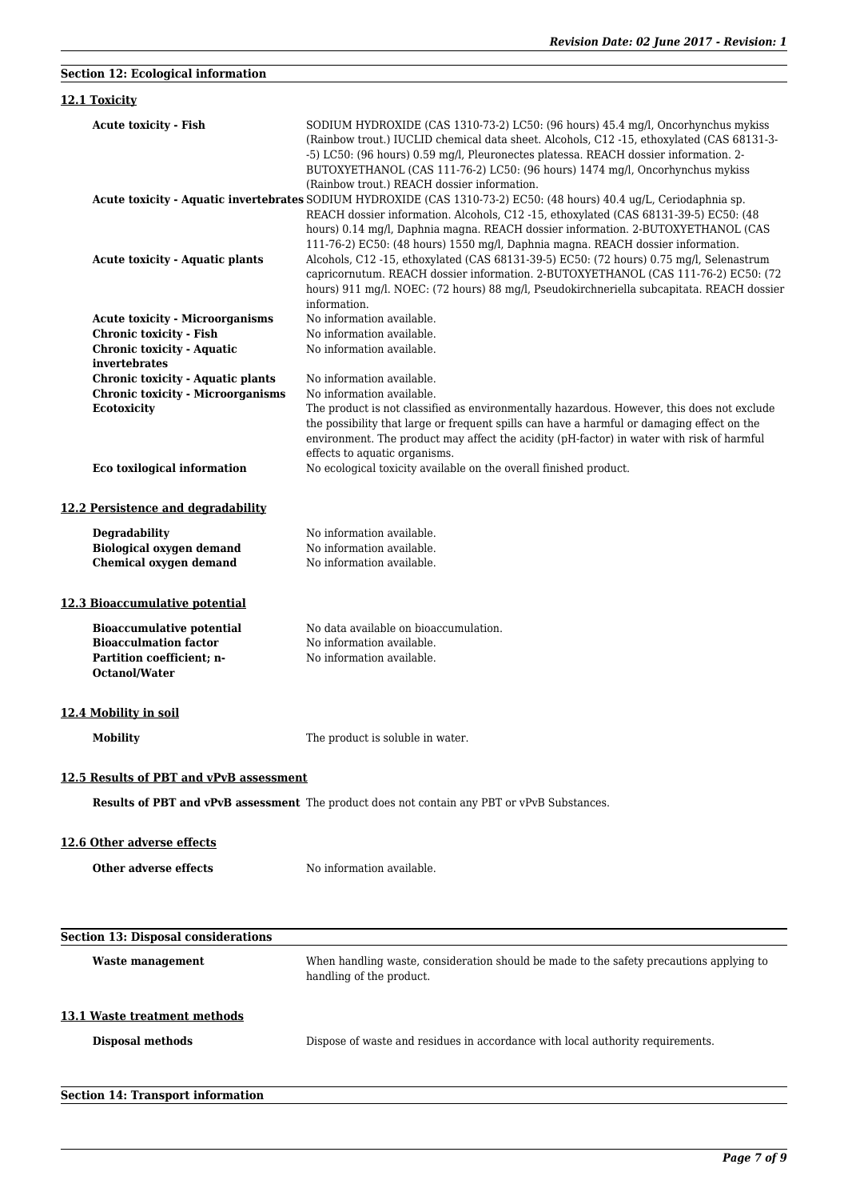## Section 12: Ecological information

### 12.1 Toxicity

| | |
|---|---|
| **Acute toxicity - Fish** | SODIUM HYDROXIDE (CAS 1310-73-2) LC50: (96 hours) 45.4 mg/l, Oncorhynchus mykiss (Rainbow trout.) IUCLID chemical data sheet. Alcohols, C12 -15, ethoxylated (CAS 68131-3--5) LC50: (96 hours) 0.59 mg/l, Pleuronectes platessa. REACH dossier information. 2-BUTOXYETHANOL (CAS 111-76-2) LC50: (96 hours) 1474 mg/l, Oncorhynchus mykiss (Rainbow trout.) REACH dossier information. |
| **Acute toxicity - Aquatic invertebrates** | SODIUM HYDROXIDE (CAS 1310-73-2) EC50: (48 hours) 40.4 ug/L, Ceriodaphnia sp. REACH dossier information. Alcohols, C12 -15, ethoxylated (CAS 68131-39-5) EC50: (48 hours) 0.14 mg/l, Daphnia magna. REACH dossier information. 2-BUTOXYETHANOL (CAS 111-76-2) EC50: (48 hours) 1550 mg/l, Daphnia magna. REACH dossier information. |
| **Acute toxicity - Aquatic plants** | Alcohols, C12 -15, ethoxylated (CAS 68131-39-5) EC50: (72 hours) 0.75 mg/l, Selenastrum capricornutum. REACH dossier information. 2-BUTOXYETHANOL (CAS 111-76-2) EC50: (72 hours) 911 mg/l. NOEC: (72 hours) 88 mg/l, Pseudokirchneriella subcapitata. REACH dossier information. |
| **Acute toxicity - Microorganisms** | No information available. |
| **Chronic toxicity - Fish** | No information available. |
| **Chronic toxicity - Aquatic invertebrates** | No information available. |
| **Chronic toxicity - Aquatic plants** | No information available. |
| **Chronic toxicity - Microorganisms** | No information available. |
| **Ecotoxicity** | The product is not classified as environmentally hazardous. However, this does not exclude the possibility that large or frequent spills can have a harmful or damaging effect on the environment. The product may affect the acidity (pH-factor) in water with risk of harmful effects to aquatic organisms. |
| **Eco toxilogical information** | No ecological toxicity available on the overall finished product. |

### 12.2 Persistence and degradability

| | |
|---|---|
| **Degradability** | No information available. |
| **Biological oxygen demand** | No information available. |
| **Chemical oxygen demand** | No information available. |

### 12.3 Bioaccumulative potential

| | |
|---|---|
| **Bioaccumulative potential** | No data available on bioaccumulation. |
| **Bioacculmation factor** | No information available. |
| **Partition coefficient; n-Octanol/Water** | No information available. |

### 12.4 Mobility in soil

| | |
|---|---|
| **Mobility** | The product is soluble in water. |

### 12.5 Results of PBT and vPvB assessment

| | |
|---|---|
| **Results of PBT and vPvB assessment** | The product does not contain any PBT or vPvB Substances. |

### 12.6 Other adverse effects

| | |
|---|---|
| **Other adverse effects** | No information available. |

## Section 13: Disposal considerations

| | |
|---|---|
| **Waste management** | When handling waste, consideration should be made to the safety precautions applying to handling of the product. |

### 13.1 Waste treatment methods

| | |
|---|---|
| **Disposal methods** | Dispose of waste and residues in accordance with local authority requirements. |

## Section 14: Transport information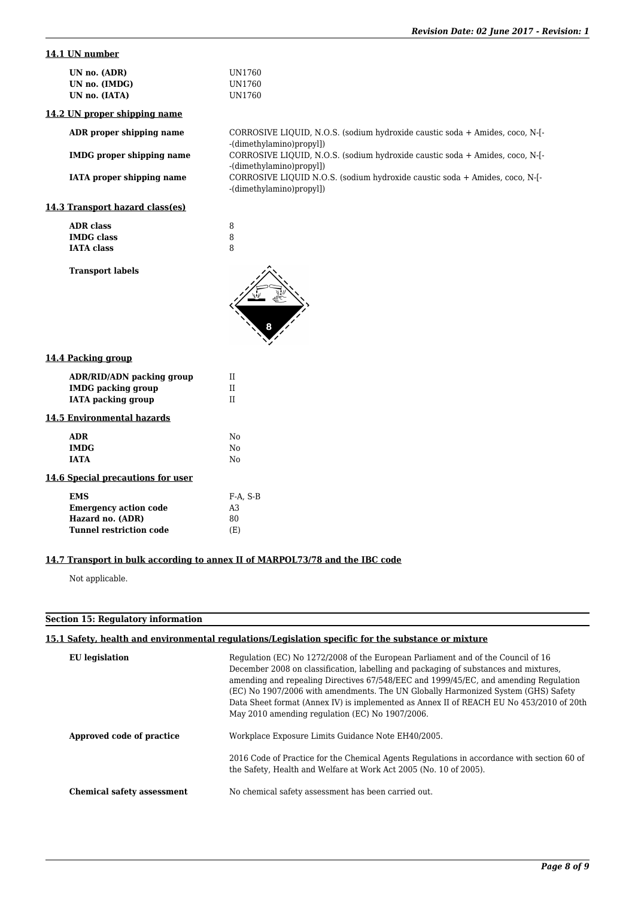### 14.1 UN number

| | |
|---|---|
| **UN no. (ADR)** | UN1760 |
| **UN no. (IMDG)** | UN1760 |
| **UN no. (IATA)** | UN1760 |

### 14.2 UN proper shipping name

| | |
|---|---|
| **ADR proper shipping name** | CORROSIVE LIQUID, N.O.S. (sodium hydroxide caustic soda + Amides, coco, N-[--(dimethylamino)propyl]) |
| **IMDG proper shipping name** | CORROSIVE LIQUID, N.O.S. (sodium hydroxide caustic soda + Amides, coco, N-[--(dimethylamino)propyl]) |
| **IATA proper shipping name** | CORROSIVE LIQUID N.O.S. (sodium hydroxide caustic soda + Amides, coco, N-[--(dimethylamino)propyl]) |

### 14.3 Transport hazard class(es)

| | |
|---|---|
| **ADR class** | 8 |
| **IMDG class** | 8 |
| **IATA class** | 8 |

**Transport labels**

### 14.4 Packing group

| | |
|---|---|
| **ADR/RID/ADN packing group** | II |
| **IMDG packing group** | II |
| **IATA packing group** | II |

### 14.5 Environmental hazards

| | |
|---|---|
| **ADR** | No |
| **IMDG** | No |
| **IATA** | No |

### 14.6 Special precautions for user

| | |
|---|---|
| **EMS** | F-A, S-B |
| **Emergency action code** | A3 |
| **Hazard no. (ADR)** | 80 |
| **Tunnel restriction code** | (E) |

### 14.7 Transport in bulk according to annex II of MARPOL73/78 and the IBC code

Not applicable.

## Section 15: Regulatory information

### 15.1 Safety, health and environmental regulations/Legislation specific for the substance or mixture

| | |
|---|---|
| **EU legislation** | Regulation (EC) No 1272/2008 of the European Parliament and of the Council of 16 December 2008 on classification, labelling and packaging of substances and mixtures, amending and repealing Directives 67/548/EEC and 1999/45/EC, and amending Regulation (EC) No 1907/2006 with amendments. The UN Globally Harmonized System (GHS) Safety Data Sheet format (Annex IV) is implemented as Annex II of REACH EU No 453/2010 of 20th May 2010 amending regulation (EC) No 1907/2006. |
| **Approved code of practice** | Workplace Exposure Limits Guidance Note EH40/2005.<br><br>2016 Code of Practice for the Chemical Agents Regulations in accordance with section 60 of the Safety, Health and Welfare at Work Act 2005 (No. 10 of 2005). |
| **Chemical safety assessment** | No chemical safety assessment has been carried out. |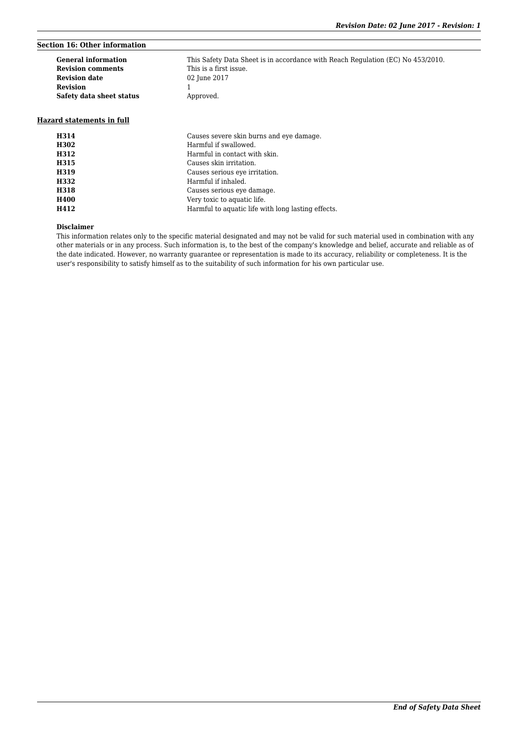## Section 16: Other information

| | |
|---|---|
| **General information** | This Safety Data Sheet is in accordance with Reach Regulation (EC) No 453/2010. |
| **Revision comments** | This is a first issue. |
| **Revision date** | 02 June 2017 |
| **Revision** | 1 |
| **Safety data sheet status** | Approved. |

### Hazard statements in full

| | |
|---|---|
| **H314** | Causes severe skin burns and eye damage. |
| **H302** | Harmful if swallowed. |
| **H312** | Harmful in contact with skin. |
| **H315** | Causes skin irritation. |
| **H319** | Causes serious eye irritation. |
| **H332** | Harmful if inhaled. |
| **H318** | Causes serious eye damage. |
| **H400** | Very toxic to aquatic life. |
| **H412** | Harmful to aquatic life with long lasting effects. |

**Disclaimer**

This information relates only to the specific material designated and may not be valid for such material used in combination with any other materials or in any process. Such information is, to the best of the company's knowledge and belief, accurate and reliable as of the date indicated. However, no warranty guarantee or representation is made to its accuracy, reliability or completeness. It is the user's responsibility to satisfy himself as to the suitability of such information for his own particular use.

***End of Safety Data Sheet***